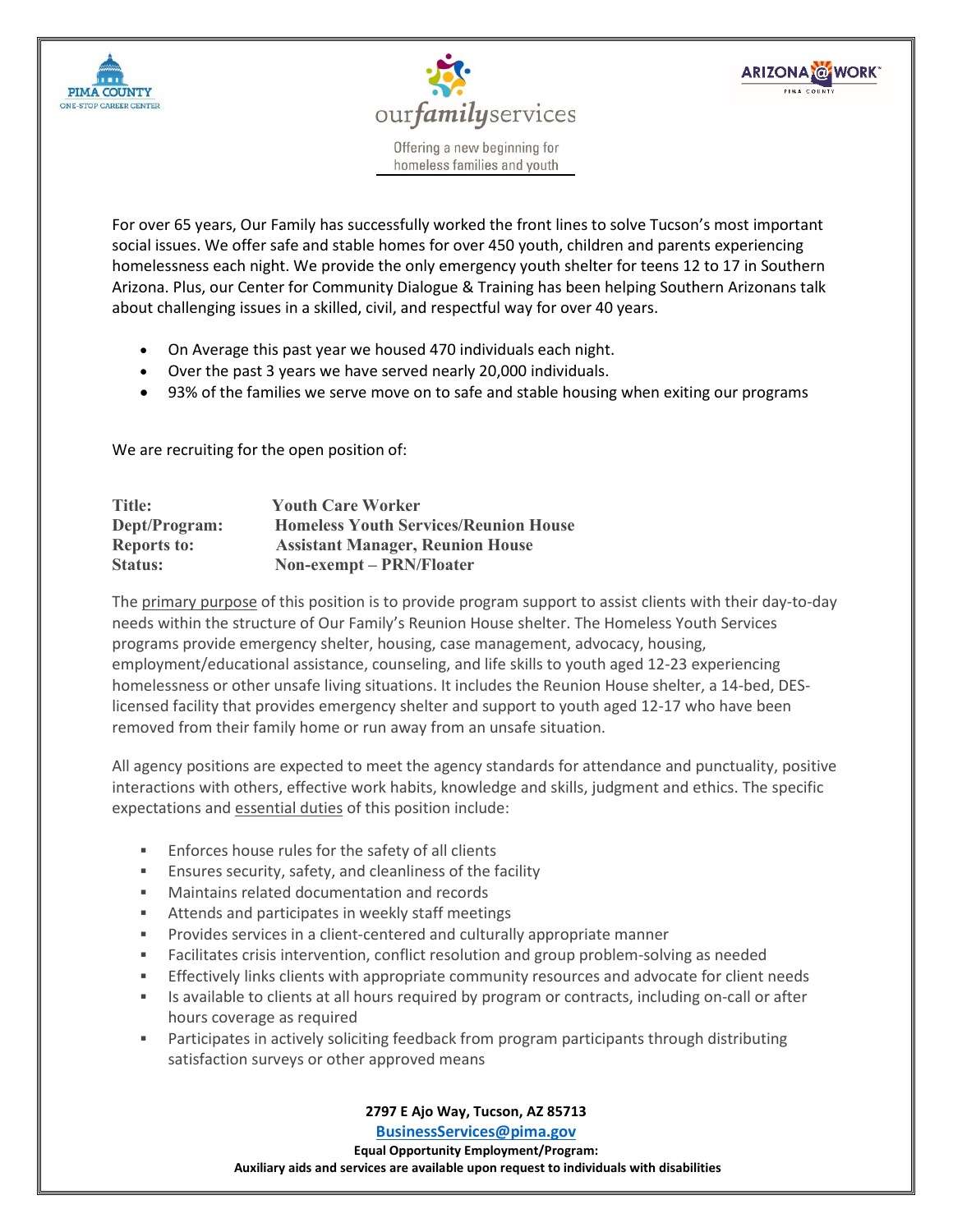PIMA COUNTY
ONE-STOP CAREER CENTER

our**family**services

Offering a new beginning for homeless families and youth

ARIZONA@WORK
PIMA COUNTY

For over 65 years, Our Family has successfully worked the front lines to solve Tucson's most important social issues. We offer safe and stable homes for over 450 youth, children and parents experiencing homelessness each night. We provide the only emergency youth shelter for teens 12 to 17 in Southern Arizona. Plus, our Center for Community Dialogue & Training has been helping Southern Arizonans talk about challenging issues in a skilled, civil, and respectful way for over 40 years.

- On Average this past year we housed 470 individuals each night.
- Over the past 3 years we have served nearly 20,000 individuals.
- 93% of the families we serve move on to safe and stable housing when exiting our programs

We are recruiting for the open position of:

**Title:** Youth Care Worker
**Dept/Program:** Homeless Youth Services/Reunion House
**Reports to:** Assistant Manager, Reunion House
**Status:** Non-exempt – PRN/Floater

The primary purpose of this position is to provide program support to assist clients with their day-to-day needs within the structure of Our Family's Reunion House shelter. The Homeless Youth Services programs provide emergency shelter, housing, case management, advocacy, housing, employment/educational assistance, counseling, and life skills to youth aged 12-23 experiencing homelessness or other unsafe living situations. It includes the Reunion House shelter, a 14-bed, DES-licensed facility that provides emergency shelter and support to youth aged 12-17 who have been removed from their family home or run away from an unsafe situation.

All agency positions are expected to meet the agency standards for attendance and punctuality, positive interactions with others, effective work habits, knowledge and skills, judgment and ethics. The specific expectations and essential duties of this position include:

- Enforces house rules for the safety of all clients
- Ensures security, safety, and cleanliness of the facility
- Maintains related documentation and records
- Attends and participates in weekly staff meetings
- Provides services in a client-centered and culturally appropriate manner
- Facilitates crisis intervention, conflict resolution and group problem-solving as needed
- Effectively links clients with appropriate community resources and advocate for client needs
- Is available to clients at all hours required by program or contracts, including on-call or after hours coverage as required
- Participates in actively soliciting feedback from program participants through distributing satisfaction surveys or other approved means

**2797 E Ajo Way, Tucson, AZ 85713**
**BusinessServices@pima.gov**
**Equal Opportunity Employment/Program:**
**Auxiliary aids and services are available upon request to individuals with disabilities**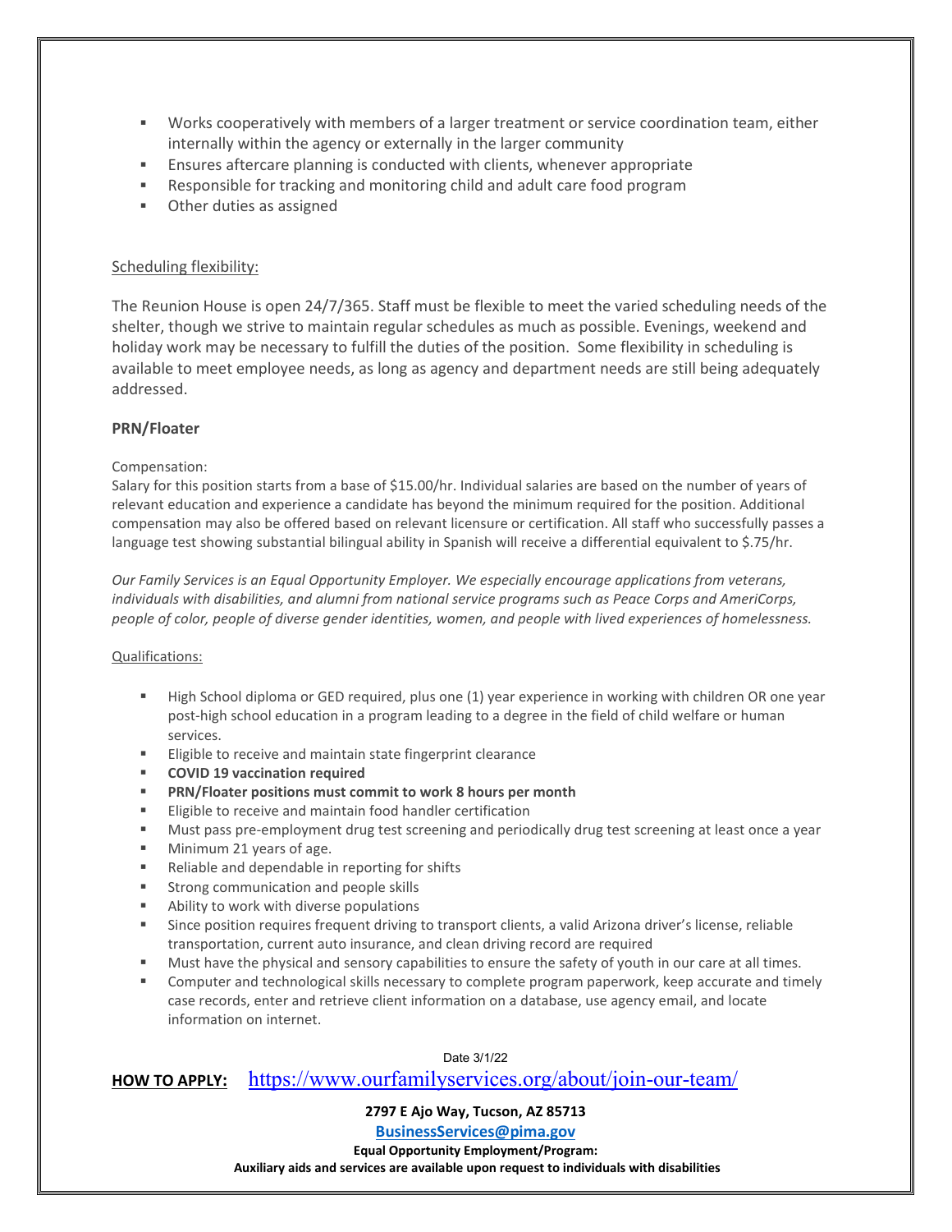- Works cooperatively with members of a larger treatment or service coordination team, either internally within the agency or externally in the larger community
- Ensures aftercare planning is conducted with clients, whenever appropriate
- Responsible for tracking and monitoring child and adult care food program
- Other duties as assigned

<u>Scheduling flexibility:</u>

The Reunion House is open 24/7/365. Staff must be flexible to meet the varied scheduling needs of the shelter, though we strive to maintain regular schedules as much as possible. Evenings, weekend and holiday work may be necessary to fulfill the duties of the position. Some flexibility in scheduling is available to meet employee needs, as long as agency and department needs are still being adequately addressed.

**PRN/Floater**

Compensation:
Salary for this position starts from a base of $15.00/hr. Individual salaries are based on the number of years of relevant education and experience a candidate has beyond the minimum required for the position. Additional compensation may also be offered based on relevant licensure or certification. All staff who successfully passes a language test showing substantial bilingual ability in Spanish will receive a differential equivalent to $.75/hr.

*Our Family Services is an Equal Opportunity Employer. We especially encourage applications from veterans, individuals with disabilities, and alumni from national service programs such as Peace Corps and AmeriCorps, people of color, people of diverse gender identities, women, and people with lived experiences of homelessness.*

<u>Qualifications:</u>

- High School diploma or GED required, plus one (1) year experience in working with children OR one year post-high school education in a program leading to a degree in the field of child welfare or human services.
- Eligible to receive and maintain state fingerprint clearance
- **COVID 19 vaccination required**
- **PRN/Floater positions must commit to work 8 hours per month**
- Eligible to receive and maintain food handler certification
- Must pass pre-employment drug test screening and periodically drug test screening at least once a year
- Minimum 21 years of age.
- Reliable and dependable in reporting for shifts
- Strong communication and people skills
- Ability to work with diverse populations
- Since position requires frequent driving to transport clients, a valid Arizona driver's license, reliable transportation, current auto insurance, and clean driving record are required
- Must have the physical and sensory capabilities to ensure the safety of youth in our care at all times.
- Computer and technological skills necessary to complete program paperwork, keep accurate and timely case records, enter and retrieve client information on a database, use agency email, and locate information on internet.

Date 3/1/22

**HOW TO APPLY:** https://www.ourfamilyservices.org/about/join-our-team/

**2797 E Ajo Way, Tucson, AZ 85713**

**BusinessServices@pima.gov**

**Equal Opportunity Employment/Program:**

**Auxiliary aids and services are available upon request to individuals with disabilities**